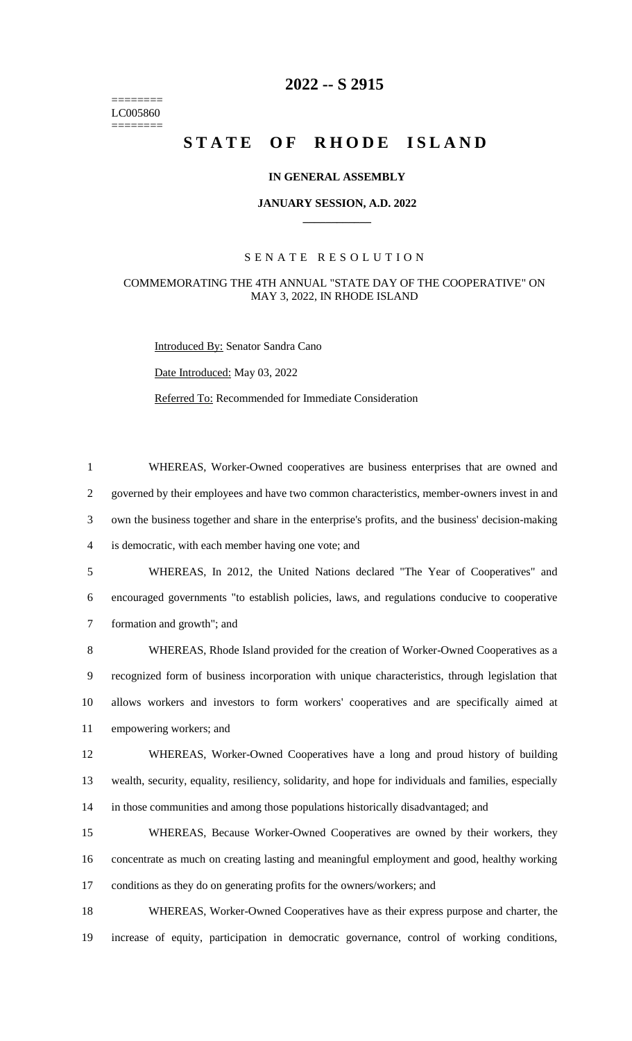# 2022 -- S 2915

========
LC005860
========

# STATE OF RHODE ISLAND

**IN GENERAL ASSEMBLY**

**JANUARY SESSION, A.D. 2022**

SENATE RESOLUTION

COMMEMORATING THE 4TH ANNUAL "STATE DAY OF THE COOPERATIVE" ON MAY 3, 2022, IN RHODE ISLAND

Introduced By: Senator Sandra Cano

Date Introduced: May 03, 2022

Referred To: Recommended for Immediate Consideration

WHEREAS, Worker-Owned cooperatives are business enterprises that are owned and governed by their employees and have two common characteristics, member-owners invest in and own the business together and share in the enterprise's profits, and the business' decision-making is democratic, with each member having one vote; and

WHEREAS, In 2012, the United Nations declared "The Year of Cooperatives" and encouraged governments "to establish policies, laws, and regulations conducive to cooperative formation and growth"; and

WHEREAS, Rhode Island provided for the creation of Worker-Owned Cooperatives as a recognized form of business incorporation with unique characteristics, through legislation that allows workers and investors to form workers' cooperatives and are specifically aimed at empowering workers; and

WHEREAS, Worker-Owned Cooperatives have a long and proud history of building wealth, security, equality, resiliency, solidarity, and hope for individuals and families, especially in those communities and among those populations historically disadvantaged; and

WHEREAS, Because Worker-Owned Cooperatives are owned by their workers, they concentrate as much on creating lasting and meaningful employment and good, healthy working conditions as they do on generating profits for the owners/workers; and

WHEREAS, Worker-Owned Cooperatives have as their express purpose and charter, the increase of equity, participation in democratic governance, control of working conditions,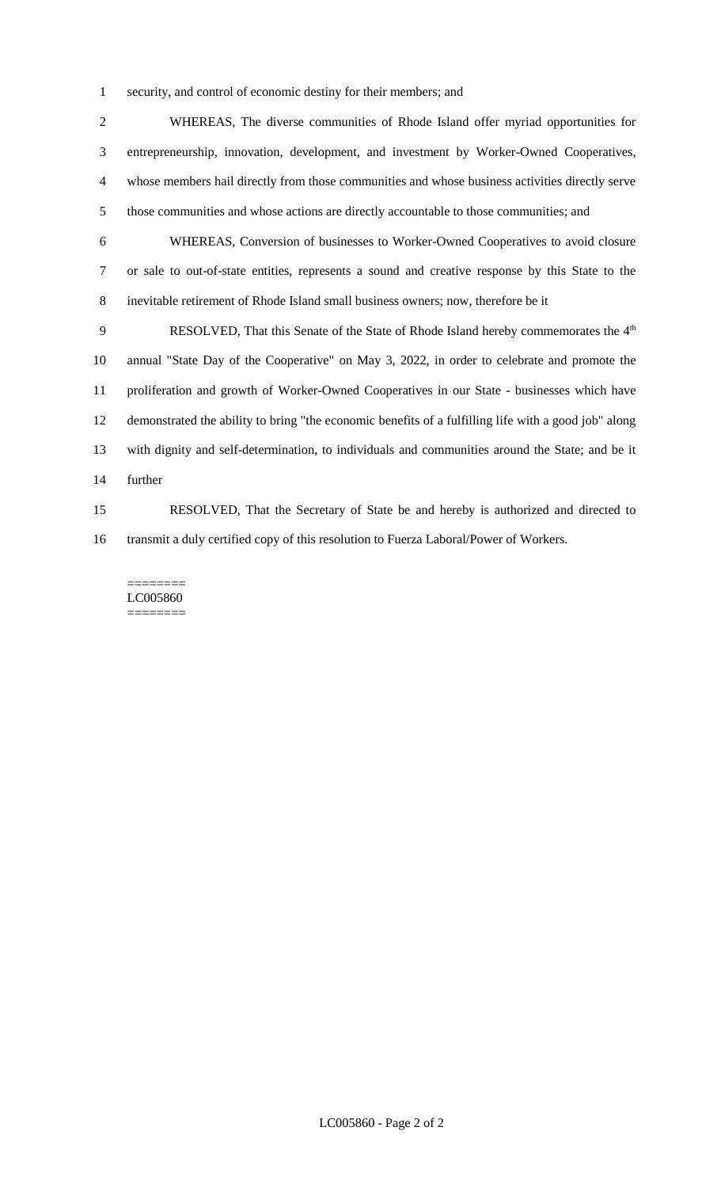security, and control of economic destiny for their members; and

WHEREAS, The diverse communities of Rhode Island offer myriad opportunities for entrepreneurship, innovation, development, and investment by Worker-Owned Cooperatives, whose members hail directly from those communities and whose business activities directly serve those communities and whose actions are directly accountable to those communities; and

WHEREAS, Conversion of businesses to Worker-Owned Cooperatives to avoid closure or sale to out-of-state entities, represents a sound and creative response by this State to the inevitable retirement of Rhode Island small business owners; now, therefore be it

RESOLVED, That this Senate of the State of Rhode Island hereby commemorates the 4th annual "State Day of the Cooperative" on May 3, 2022, in order to celebrate and promote the proliferation and growth of Worker-Owned Cooperatives in our State - businesses which have demonstrated the ability to bring "the economic benefits of a fulfilling life with a good job" along with dignity and self-determination, to individuals and communities around the State; and be it further

RESOLVED, That the Secretary of State be and hereby is authorized and directed to transmit a duly certified copy of this resolution to Fuerza Laboral/Power of Workers.

========
LC005860
========